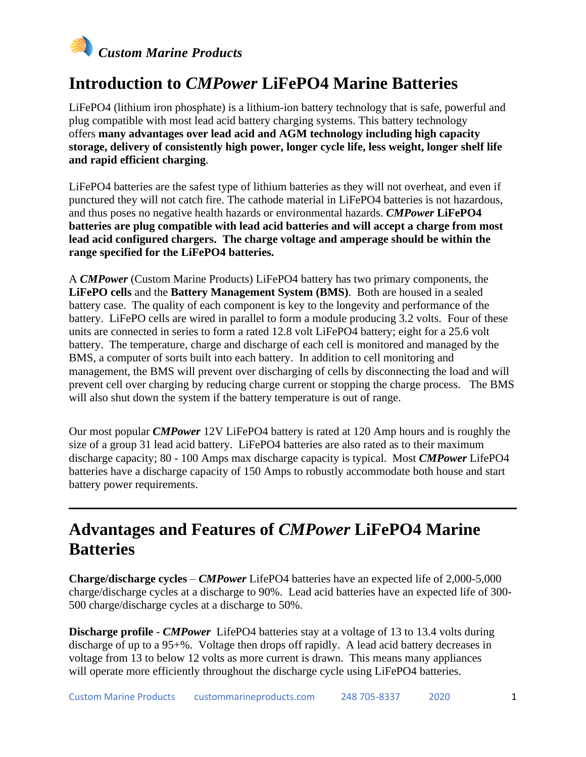*Custom Marine Products*

# Introduction to *CMPower* LiFePO4 Marine Batteries

LiFePO4 (lithium iron phosphate) is a lithium-ion battery technology that is safe, powerful and plug compatible with most lead acid battery charging systems. This battery technology offers **many advantages over lead acid and AGM technology including high capacity storage, delivery of consistently high power, longer cycle life, less weight, longer shelf life and rapid efficient charging**.

LiFePO4 batteries are the safest type of lithium batteries as they will not overheat, and even if punctured they will not catch fire. The cathode material in LiFePO4 batteries is not hazardous, and thus poses no negative health hazards or environmental hazards. ***CMPower* LiFePO4 batteries are plug compatible with lead acid batteries and will accept a charge from most lead acid configured chargers. The charge voltage and amperage should be within the range specified for the LiFePO4 batteries.**

A ***CMPower*** (Custom Marine Products) LiFePO4 battery has two primary components, the **LiFePO cells** and the **Battery Management System (BMS)**. Both are housed in a sealed battery case. The quality of each component is key to the longevity and performance of the battery. LiFePO cells are wired in parallel to form a module producing 3.2 volts. Four of these units are connected in series to form a rated 12.8 volt LiFePO4 battery; eight for a 25.6 volt battery. The temperature, charge and discharge of each cell is monitored and managed by the BMS, a computer of sorts built into each battery. In addition to cell monitoring and management, the BMS will prevent over discharging of cells by disconnecting the load and will prevent cell over charging by reducing charge current or stopping the charge process. The BMS will also shut down the system if the battery temperature is out of range.

Our most popular ***CMPower*** 12V LiFePO4 battery is rated at 120 Amp hours and is roughly the size of a group 31 lead acid battery. LiFePO4 batteries are also rated as to their maximum discharge capacity; 80 - 100 Amps max discharge capacity is typical. Most ***CMPower*** LifePO4 batteries have a discharge capacity of 150 Amps to robustly accommodate both house and start battery power requirements.

---

# Advantages and Features of *CMPower* LiFePO4 Marine Batteries

**Charge/discharge cycles** – ***CMPower*** LifePO4 batteries have an expected life of 2,000-5,000 charge/discharge cycles at a discharge to 90%. Lead acid batteries have an expected life of 300-500 charge/discharge cycles at a discharge to 50%.

**Discharge profile** - ***CMPower*** LifePO4 batteries stay at a voltage of 13 to 13.4 volts during discharge of up to a 95+%. Voltage then drops off rapidly. A lead acid battery decreases in voltage from 13 to below 12 volts as more current is drawn. This means many appliances will operate more efficiently throughout the discharge cycle using LiFePO4 batteries.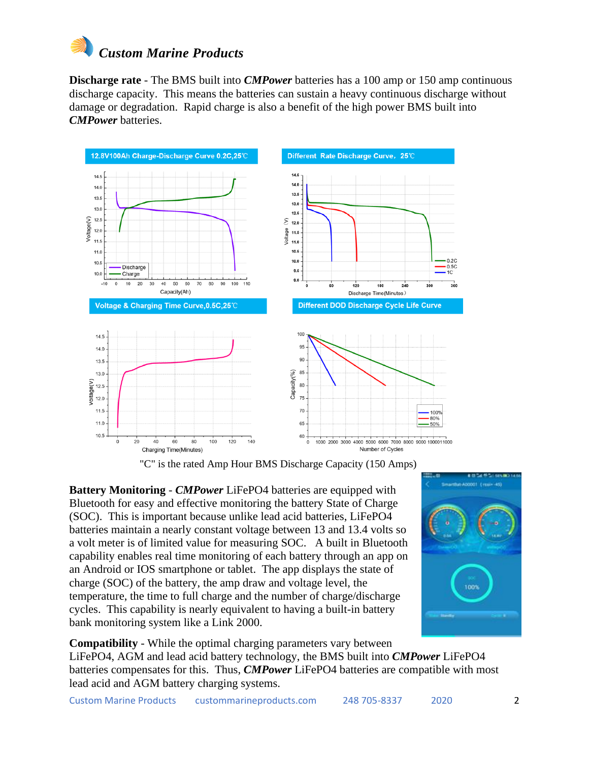**Discharge rate** - The BMS built into ***CMPower*** batteries has a 100 amp or 150 amp continuous discharge capacity. This means the batteries can sustain a heavy continuous discharge without damage or degradation. Rapid charge is also a benefit of the high power BMS built into ***CMPower*** batteries.

12.8V100Ah Charge-Discharge Curve 0.2C,25℃

Different Rate Discharge Curve，25℃

Voltage & Charging Time Curve,0.5C,25℃

Different DOD Discharge Cycle Life Curve

"C" is the rated Amp Hour BMS Discharge Capacity (150 Amps)

**Battery Monitoring** - ***CMPower*** LiFePO4 batteries are equipped with Bluetooth for easy and effective monitoring the battery State of Charge (SOC). This is important because unlike lead acid batteries, LiFePO4 batteries maintain a nearly constant voltage between 13 and 13.4 volts so a volt meter is of limited value for measuring SOC. A built in Bluetooth capability enables real time monitoring of each battery through an app on an Android or IOS smartphone or tablet. The app displays the state of charge (SOC) of the battery, the amp draw and voltage level, the temperature, the time to full charge and the number of charge/discharge cycles. This capability is nearly equivalent to having a built-in battery bank monitoring system like a Link 2000.

**Compatibility** - While the optimal charging parameters vary between LiFePO4, AGM and lead acid battery technology, the BMS built into ***CMPower*** LiFePO4 batteries compensates for this. Thus, ***CMPower*** LiFePO4 batteries are compatible with most lead acid and AGM battery charging systems.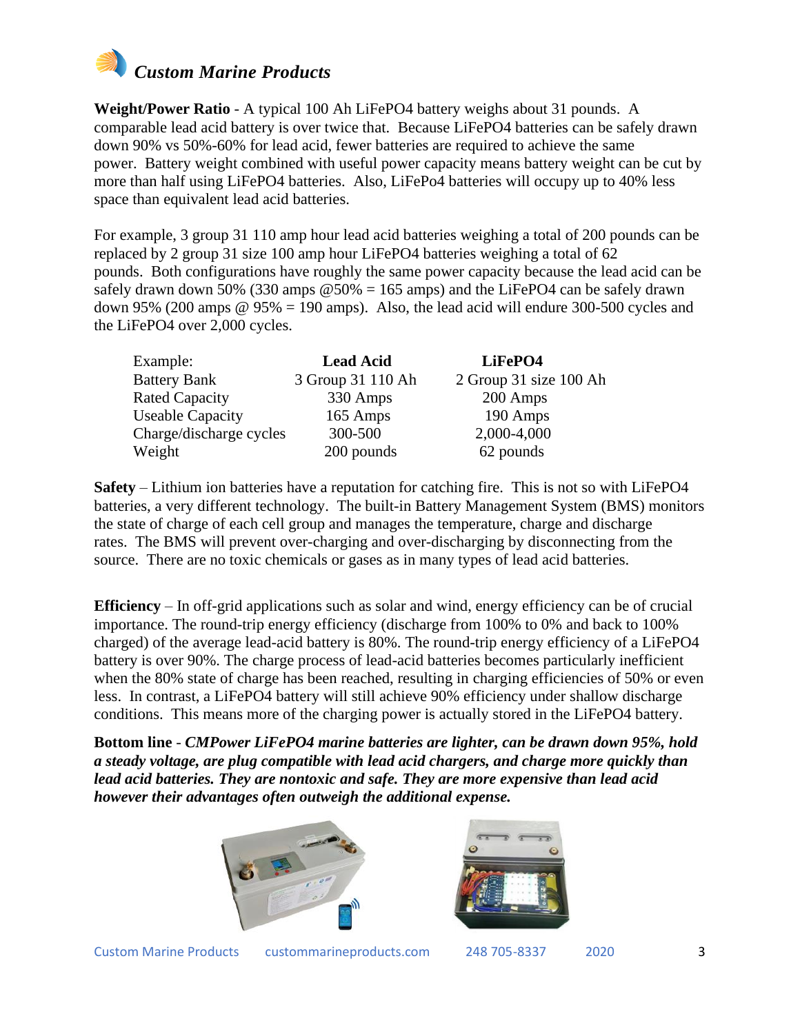**Weight/Power Ratio** - A typical 100 Ah LiFePO4 battery weighs about 31 pounds. A comparable lead acid battery is over twice that. Because LiFePO4 batteries can be safely drawn down 90% vs 50%-60% for lead acid, fewer batteries are required to achieve the same power. Battery weight combined with useful power capacity means battery weight can be cut by more than half using LiFePO4 batteries. Also, LiFePo4 batteries will occupy up to 40% less space than equivalent lead acid batteries.

For example, 3 group 31 110 amp hour lead acid batteries weighing a total of 200 pounds can be replaced by 2 group 31 size 100 amp hour LiFePO4 batteries weighing a total of 62 pounds. Both configurations have roughly the same power capacity because the lead acid can be safely drawn down 50% (330 amps @50% = 165 amps) and the LiFePO4 can be safely drawn down 95% (200 amps @ 95% = 190 amps). Also, the lead acid will endure 300-500 cycles and the LiFePO4 over 2,000 cycles.

| Example: | **Lead Acid** | **LiFePO4** |
|---|---|---|
| Battery Bank | 3 Group 31 110 Ah | 2 Group 31 size 100 Ah |
| Rated Capacity | 330 Amps | 200 Amps |
| Useable Capacity | 165 Amps | 190 Amps |
| Charge/discharge cycles | 300-500 | 2,000-4,000 |
| Weight | 200 pounds | 62 pounds |

**Safety** – Lithium ion batteries have a reputation for catching fire. This is not so with LiFePO4 batteries, a very different technology. The built-in Battery Management System (BMS) monitors the state of charge of each cell group and manages the temperature, charge and discharge rates. The BMS will prevent over-charging and over-discharging by disconnecting from the source. There are no toxic chemicals or gases as in many types of lead acid batteries.

**Efficiency** – In off-grid applications such as solar and wind, energy efficiency can be of crucial importance. The round-trip energy efficiency (discharge from 100% to 0% and back to 100% charged) of the average lead-acid battery is 80%. The round-trip energy efficiency of a LiFePO4 battery is over 90%. The charge process of lead-acid batteries becomes particularly inefficient when the 80% state of charge has been reached, resulting in charging efficiencies of 50% or even less. In contrast, a LiFePO4 battery will still achieve 90% efficiency under shallow discharge conditions. This means more of the charging power is actually stored in the LiFePO4 battery.

**Bottom line** - ***CMPower LiFePO4 marine batteries are lighter, can be drawn down 95%, hold a steady voltage, are plug compatible with lead acid chargers, and charge more quickly than lead acid batteries. They are nontoxic and safe. They are more expensive than lead acid however their advantages often outweigh the additional expense.***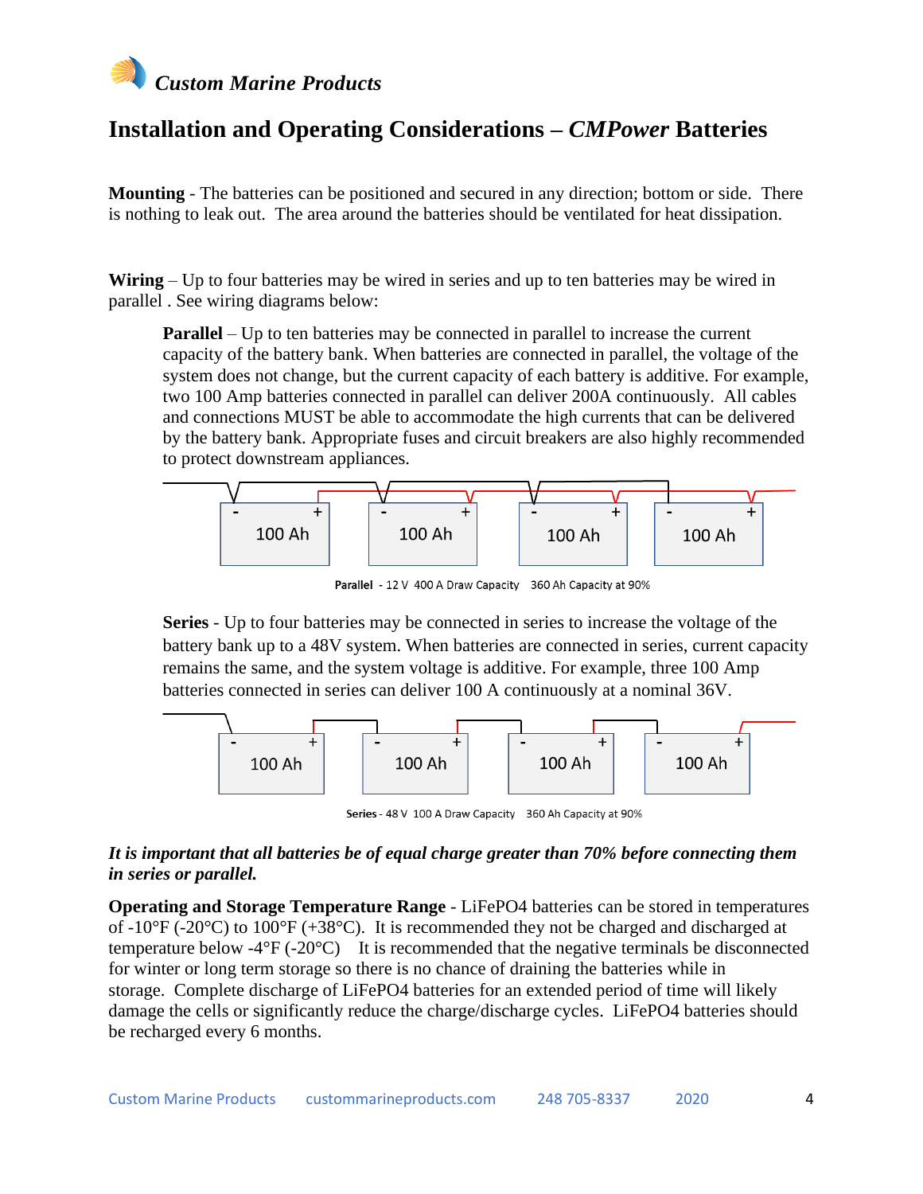*Custom Marine Products*

## Installation and Operating Considerations – *CMPower* Batteries

**Mounting** - The batteries can be positioned and secured in any direction; bottom or side. There is nothing to leak out. The area around the batteries should be ventilated for heat dissipation.

**Wiring** – Up to four batteries may be wired in series and up to ten batteries may be wired in parallel . See wiring diagrams below:

> **Parallel** – Up to ten batteries may be connected in parallel to increase the current capacity of the battery bank. When batteries are connected in parallel, the voltage of the system does not change, but the current capacity of each battery is additive. For example, two 100 Amp batteries connected in parallel can deliver 200A continuously. All cables and connections MUST be able to accommodate the high currents that can be delivered by the battery bank. Appropriate fuses and circuit breakers are also highly recommended to protect downstream appliances.

- + 100 Ah | - + 100 Ah | - + 100 Ah | - + 100 Ah

**Parallel** - 12 V 400 A Draw Capacity 360 Ah Capacity at 90%

> **Series** - Up to four batteries may be connected in series to increase the voltage of the battery bank up to a 48V system. When batteries are connected in series, current capacity remains the same, and the system voltage is additive. For example, three 100 Amp batteries connected in series can deliver 100 A continuously at a nominal 36V.

- + 100 Ah | - + 100 Ah | - + 100 Ah | - + 100 Ah

**Series** - 48 V 100 A Draw Capacity 360 Ah Capacity at 90%

***It is important that all batteries be of equal charge greater than 70% before connecting them in series or parallel.***

**Operating and Storage Temperature Range** - LiFePO4 batteries can be stored in temperatures of -10°F (-20°C) to 100°F (+38°C). It is recommended they not be charged and discharged at temperature below -4°F (-20°C) It is recommended that the negative terminals be disconnected for winter or long term storage so there is no chance of draining the batteries while in storage. Complete discharge of LiFePO4 batteries for an extended period of time will likely damage the cells or significantly reduce the charge/discharge cycles. LiFePO4 batteries should be recharged every 6 months.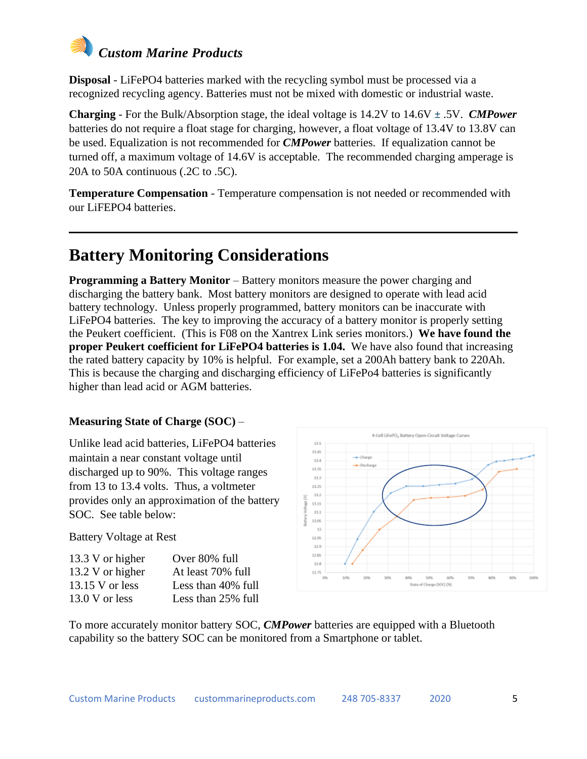**Disposal** - LiFePO4 batteries marked with the recycling symbol must be processed via a recognized recycling agency. Batteries must not be mixed with domestic or industrial waste.

**Charging** - For the Bulk/Absorption stage, the ideal voltage is 14.2V to 14.6V ± .5V. ***CMPower*** batteries do not require a float stage for charging, however, a float voltage of 13.4V to 13.8V can be used. Equalization is not recommended for ***CMPower*** batteries. If equalization cannot be turned off, a maximum voltage of 14.6V is acceptable. The recommended charging amperage is 20A to 50A continuous (.2C to .5C).

**Temperature Compensation** - Temperature compensation is not needed or recommended with our LiFEPO4 batteries.

---

# Battery Monitoring Considerations

**Programming a Battery Monitor** – Battery monitors measure the power charging and discharging the battery bank. Most battery monitors are designed to operate with lead acid battery technology. Unless properly programmed, battery monitors can be inaccurate with LiFePO4 batteries. The key to improving the accuracy of a battery monitor is properly setting the Peukert coefficient. (This is F08 on the Xantrex Link series monitors.) **We have found the proper Peukert coefficient for LiFePO4 batteries is 1.04.** We have also found that increasing the rated battery capacity by 10% is helpful. For example, set a 200Ah battery bank to 220Ah. This is because the charging and discharging efficiency of LiFePo4 batteries is significantly higher than lead acid or AGM batteries.

**Measuring State of Charge (SOC)** –

Unlike lead acid batteries, LiFePO4 batteries maintain a near constant voltage until discharged up to 90%. This voltage ranges from 13 to 13.4 volts. Thus, a voltmeter provides only an approximation of the battery SOC. See table below:

Battery Voltage at Rest

| | |
|---|---|
| 13.3 V or higher | Over 80% full |
| 13.2 V or higher | At least 70% full |
| 13.15 V or less | Less than 40% full |
| 13.0 V or less | Less than 25% full |

To more accurately monitor battery SOC, ***CMPower*** batteries are equipped with a Bluetooth capability so the battery SOC can be monitored from a Smartphone or tablet.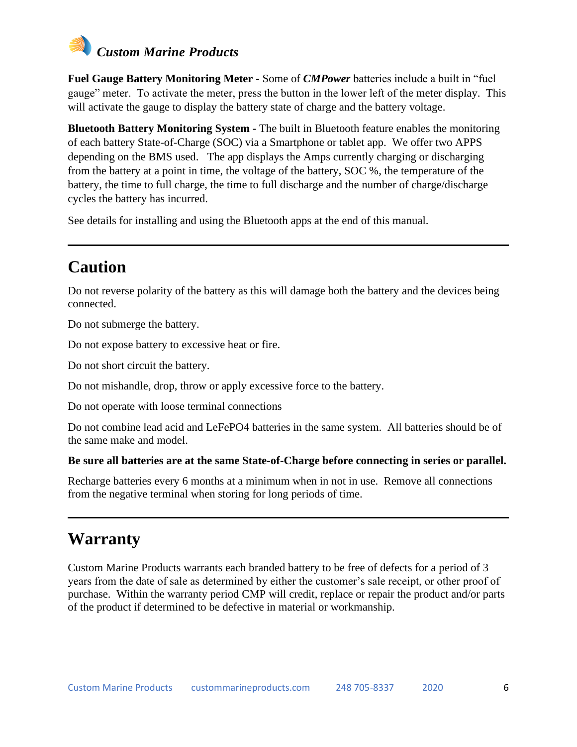**Fuel Gauge Battery Monitoring Meter -** Some of ***CMPower*** batteries include a built in "fuel gauge" meter. To activate the meter, press the button in the lower left of the meter display. This will activate the gauge to display the battery state of charge and the battery voltage.

**Bluetooth Battery Monitoring System -** The built in Bluetooth feature enables the monitoring of each battery State-of-Charge (SOC) via a Smartphone or tablet app. We offer two APPS depending on the BMS used. The app displays the Amps currently charging or discharging from the battery at a point in time, the voltage of the battery, SOC %, the temperature of the battery, the time to full charge, the time to full discharge and the number of charge/discharge cycles the battery has incurred.

See details for installing and using the Bluetooth apps at the end of this manual.

---

# Caution

Do not reverse polarity of the battery as this will damage both the battery and the devices being connected.

Do not submerge the battery.

Do not expose battery to excessive heat or fire.

Do not short circuit the battery.

Do not mishandle, drop, throw or apply excessive force to the battery.

Do not operate with loose terminal connections

Do not combine lead acid and LeFePO4 batteries in the same system. All batteries should be of the same make and model.

**Be sure all batteries are at the same State-of-Charge before connecting in series or parallel.**

Recharge batteries every 6 months at a minimum when in not in use. Remove all connections from the negative terminal when storing for long periods of time.

---

# Warranty

Custom Marine Products warrants each branded battery to be free of defects for a period of 3 years from the date of sale as determined by either the customer's sale receipt, or other proof of purchase. Within the warranty period CMP will credit, replace or repair the product and/or parts of the product if determined to be defective in material or workmanship.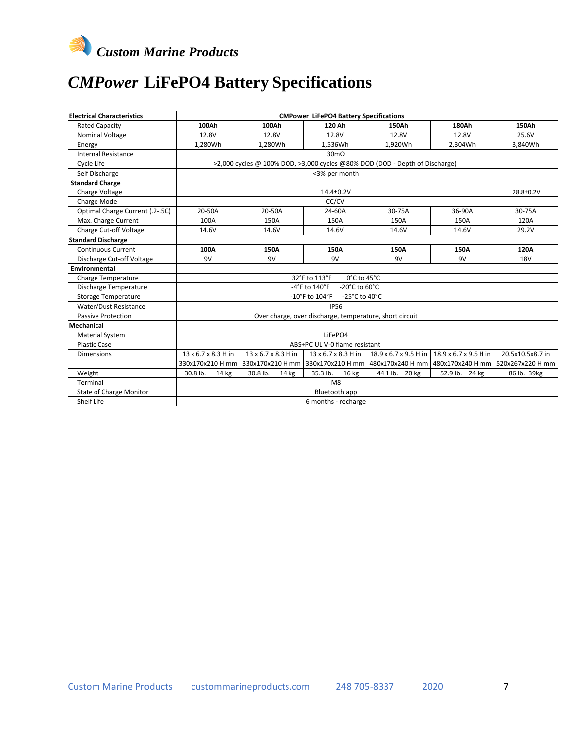*Custom Marine Products*

# *CMPower* LiFePO4 Battery Specifications

| Electrical Characteristics | CMPower LiFePO4 Battery Specifications | | | | | |
|---|---|---|---|---|---|---|
| Rated Capacity | **100Ah** | **100Ah** | **120 Ah** | **150Ah** | **180Ah** | **150Ah** |
| Nominal Voltage | 12.8V | 12.8V | 12.8V | 12.8V | 12.8V | 25.6V |
| Energy | 1,280Wh | 1,280Wh | 1,536Wh | 1,920Wh | 2,304Wh | 3,840Wh |
| Internal Resistance | 30mΩ | | | | | |
| Cycle Life | >2,000 cycles @ 100% DOD, >3,000 cycles @80% DOD (DOD - Depth of Discharge) | | | | | |
| Self Discharge | <3% per month | | | | | |
| **Standard Charge** | | | | | | |
| Charge Voltage | 14.4±0.2V | | | | | 28.8±0.2V |
| Charge Mode | CC/CV | | | | | |
| Optimal Charge Current (.2-.5C) | 20-50A | 20-50A | 24-60A | 30-75A | 36-90A | 30-75A |
| Max. Charge Current | 100A | 150A | 150A | 150A | 150A | 120A |
| Charge Cut-off Voltage | 14.6V | 14.6V | 14.6V | 14.6V | 14.6V | 29.2V |
| **Standard Discharge** | | | | | | |
| Continuous Current | **100A** | **150A** | **150A** | **150A** | **150A** | **120A** |
| Discharge Cut-off Voltage | 9V | 9V | 9V | 9V | 9V | 18V |
| **Environmental** | | | | | | |
| Charge Temperature | 32°F to 113°F 0°C to 45°C | | | | | |
| Discharge Temperature | -4°F to 140°F -20°C to 60°C | | | | | |
| Storage Temperature | -10°F to 104°F -25°C to 40°C | | | | | |
| Water/Dust Resistance | IP56 | | | | | |
| Passive Protection | Over charge, over discharge, temperature, short circuit | | | | | |
| **Mechanical** | | | | | | |
| Material System | LiFePO4 | | | | | |
| Plastic Case | ABS+PC UL V-0 flame resistant | | | | | |
| Dimensions | 13 x 6.7 x 8.3 H in | 13 x 6.7 x 8.3 H in | 13 x 6.7 x 8.3 H in | 18.9 x 6.7 x 9.5 H in | 18.9 x 6.7 x 9.5 H in | 20.5x10.5x8.7 in |
| | 330x170x210 H mm | 330x170x210 H mm | 330x170x210 H mm | 480x170x240 H mm | 480x170x240 H mm | 520x267x220 H mm |
| Weight | 30.8 lb. 14 kg | 30.8 lb. 14 kg | 35.3 lb. 16 kg | 44.1 lb. 20 kg | 52.9 lb. 24 kg | 86 lb. 39kg |
| Terminal | M8 | | | | | |
| State of Charge Monitor | Bluetooth app | | | | | |
| Shelf Life | 6 months - recharge | | | | | |

Custom Marine Products    custommarineproducts.com    248 705-8337    2020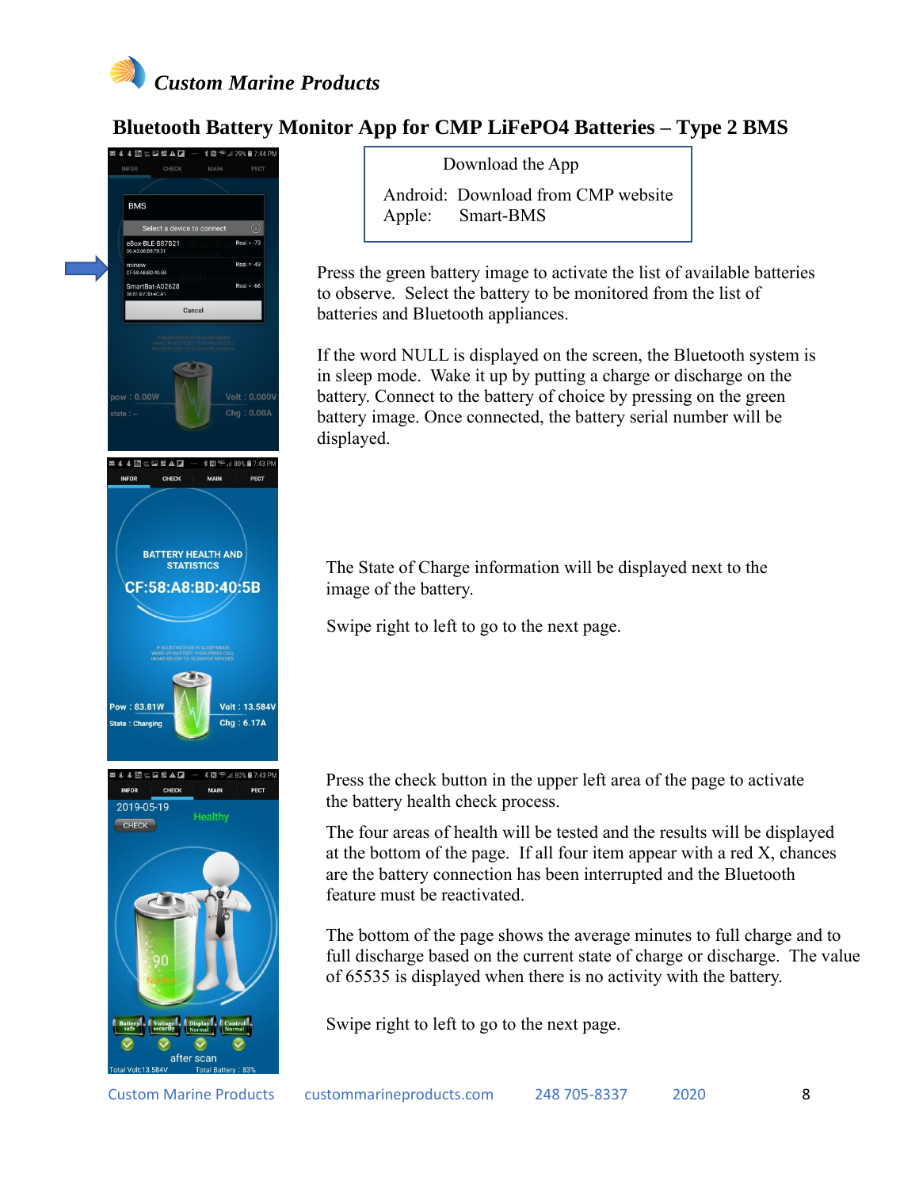# Custom Marine Products

## Bluetooth Battery Monitor App for CMP LiFePO4 Batteries – Type 2 BMS

Download the App

Android: Download from CMP website
Apple: Smart-BMS

Press the green battery image to activate the list of available batteries to observe. Select the battery to be monitored from the list of batteries and Bluetooth appliances.

If the word NULL is displayed on the screen, the Bluetooth system is in sleep mode. Wake it up by putting a charge or discharge on the battery. Connect to the battery of choice by pressing on the green battery image. Once connected, the battery serial number will be displayed.

The State of Charge information will be displayed next to the image of the battery.

Swipe right to left to go to the next page.

Press the check button in the upper left area of the page to activate the battery health check process.

The four areas of health will be tested and the results will be displayed at the bottom of the page. If all four item appear with a red X, chances are the battery connection has been interrupted and the Bluetooth feature must be reactivated.

The bottom of the page shows the average minutes to full charge and to full discharge based on the current state of charge or discharge. The value of 65535 is displayed when there is no activity with the battery.

Swipe right to left to go to the next page.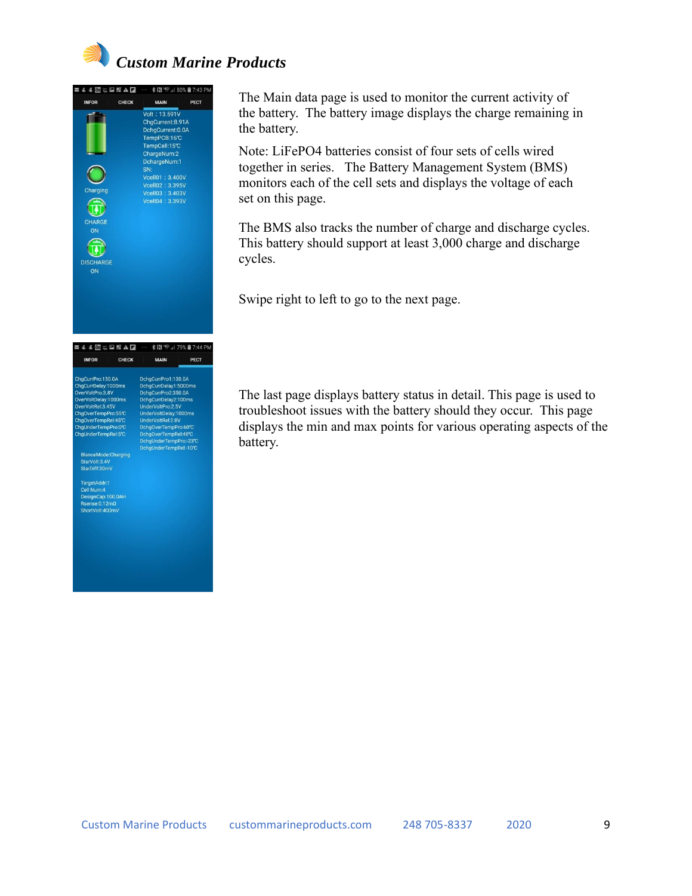The Main data page is used to monitor the current activity of the battery. The battery image displays the charge remaining in the battery.

Note: LiFePO4 batteries consist of four sets of cells wired together in series. The Battery Management System (BMS) monitors each of the cell sets and displays the voltage of each set on this page.

The BMS also tracks the number of charge and discharge cycles. This battery should support at least 3,000 charge and discharge cycles.

Swipe right to left to go to the next page.

The last page displays battery status in detail. This page is used to troubleshoot issues with the battery should they occur. This page displays the min and max points for various operating aspects of the battery.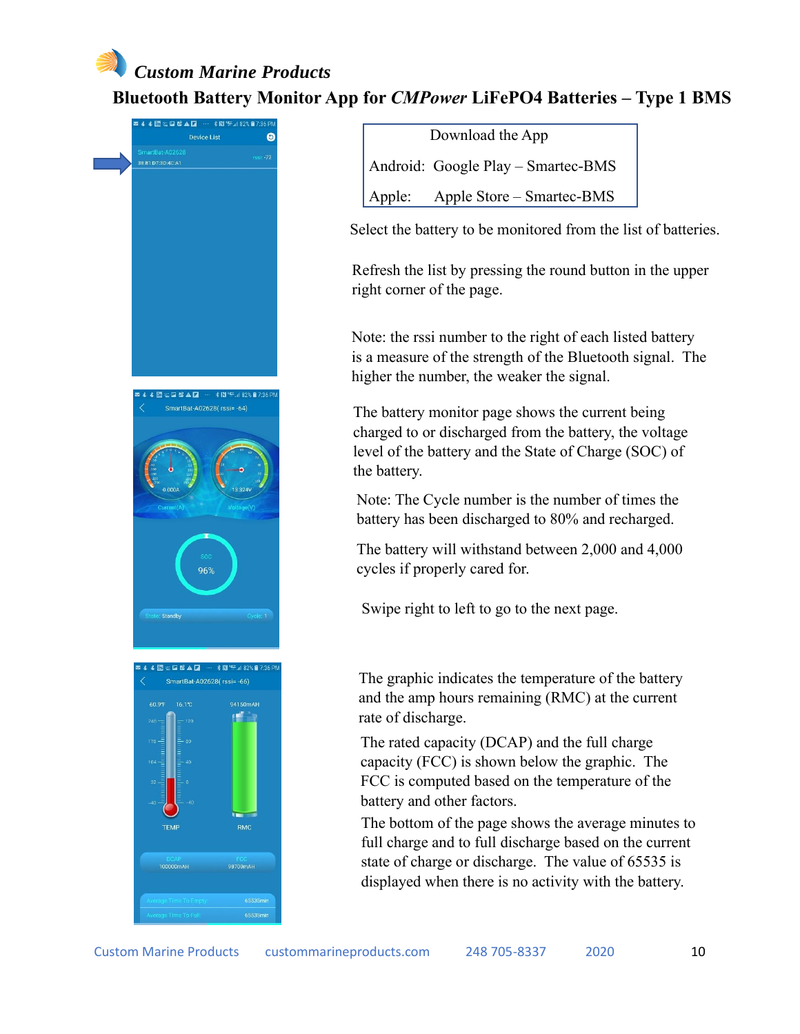# *Custom Marine Products*

## Bluetooth Battery Monitor App for *CMPower* LiFePO4 Batteries – Type 1 BMS

| Download the App | |
|---|---|
| Android: | Google Play – Smartec-BMS |
| Apple: | Apple Store – Smartec-BMS |

Select the battery to be monitored from the list of batteries.

Refresh the list by pressing the round button in the upper right corner of the page.

Note: the rssi number to the right of each listed battery is a measure of the strength of the Bluetooth signal. The higher the number, the weaker the signal.

The battery monitor page shows the current being charged to or discharged from the battery, the voltage level of the battery and the State of Charge (SOC) of the battery.

Note: The Cycle number is the number of times the battery has been discharged to 80% and recharged.

The battery will withstand between 2,000 and 4,000 cycles if properly cared for.

Swipe right to left to go to the next page.

The graphic indicates the temperature of the battery and the amp hours remaining (RMC) at the current rate of discharge.

The rated capacity (DCAP) and the full charge capacity (FCC) is shown below the graphic. The FCC is computed based on the temperature of the battery and other factors.

The bottom of the page shows the average minutes to full charge and to full discharge based on the current state of charge or discharge. The value of 65535 is displayed when there is no activity with the battery.

Custom Marine Products    custommarineproducts.com    248 705-8337    2020